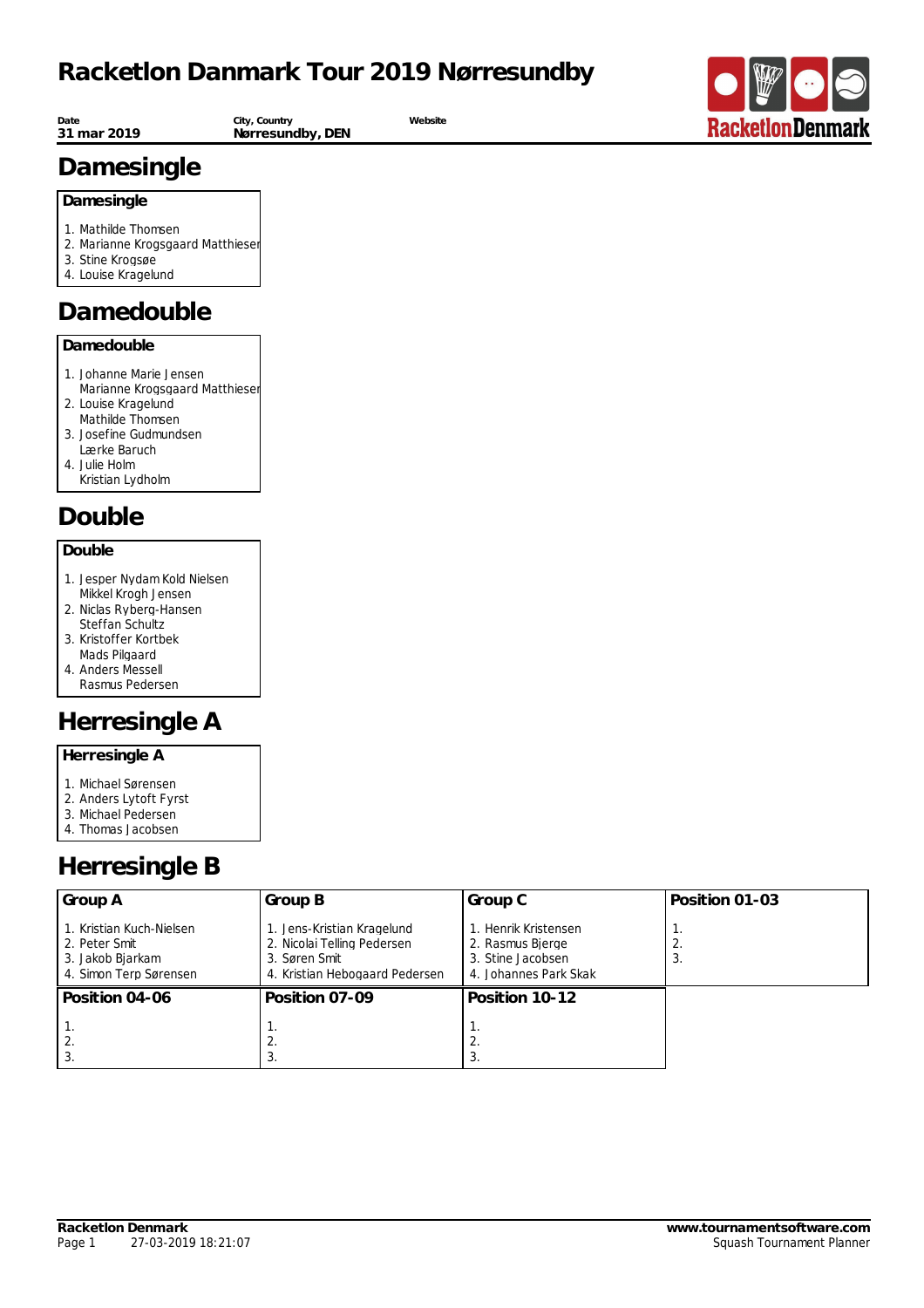# Racketlon Danmark Tour 2019 Nørresundby

**Date**
31 mar 2019

**City, Country**
Nørresundby, DEN

**Website**

## Damesingle

**Damesingle**

1. Mathilde Thomsen
2. Marianne Krogsgaard Matthiesen
3. Stine Krogsøe
4. Louise Kragelund

## Damedouble

**Damedouble**

1. Johanne Marie Jensen
   Marianne Krogsgaard Matthiesen
2. Louise Kragelund
   Mathilde Thomsen
3. Josefine Gudmundsen
   Lærke Baruch
4. Julie Holm
   Kristian Lydholm

## Double

**Double**

1. Jesper Nydam Kold Nielsen
   Mikkel Krogh Jensen
2. Niclas Ryberg-Hansen
   Steffan Schultz
3. Kristoffer Kortbek
   Mads Pilgaard
4. Anders Messell
   Rasmus Pedersen

## Herresingle A

**Herresingle A**

1. Michael Sørensen
2. Anders Lytoft Fyrst
3. Michael Pedersen
4. Thomas Jacobsen

## Herresingle B

| Group A | Group B | Group C | Position 01-03 |
|---|---|---|---|
| 1. Kristian Kuch-Nielsen | 1. Jens-Kristian Kragelund | 1. Henrik Kristensen | 1. |
| 2. Peter Smit | 2. Nicolai Telling Pedersen | 2. Rasmus Bjerge | 2. |
| 3. Jakob Bjarkam | 3. Søren Smit | 3. Stine Jacobsen | 3. |
| 4. Simon Terp Sørensen | 4. Kristian Hebogaard Pedersen | 4. Johannes Park Skak | |

| Position 04-06 | Position 07-09 | Position 10-12 |
|---|---|---|
| 1. | 1. | 1. |
| 2. | 2. | 2. |
| 3. | 3. | 3. |

**Racketlon Denmark**
27-03-2019 18:21:07

**www.tournamentsoftware.com**
Squash Tournament Planner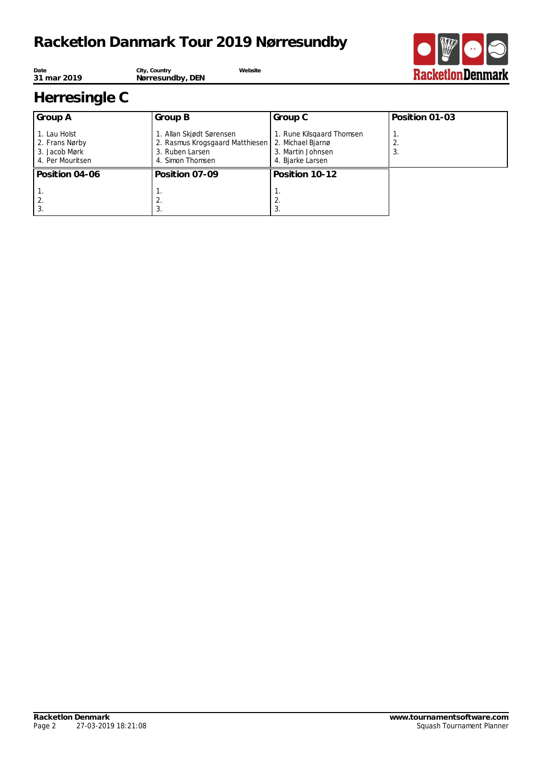# Racketlon Danmark Tour 2019 Nørresundby

**Date** 31 mar 2019 | **City, Country** Nørresundby, DEN | **Website**

## Herresingle C

| Group A | Group B | Group C | Position 01-03 |
|---|---|---|---|
| 1. Lau Holst<br>2. Frans Nørby<br>3. Jacob Mørk<br>4. Per Mouritsen | 1. Allan Skjødt Sørensen<br>2. Rasmus Krogsgaard Matthiesen<br>3. Ruben Larsen<br>4. Simon Thomsen | 1. Rune Kilsgaard Thomsen<br>2. Michael Bjarnø<br>3. Martin Johnsen<br>4. Bjarke Larsen | 1.<br>2.<br>3. |

| Position 04-06 | Position 07-09 | Position 10-12 |
|---|---|---|
| 1.<br>2.<br>3. | 1.<br>2.<br>3. | 1.<br>2.<br>3. |